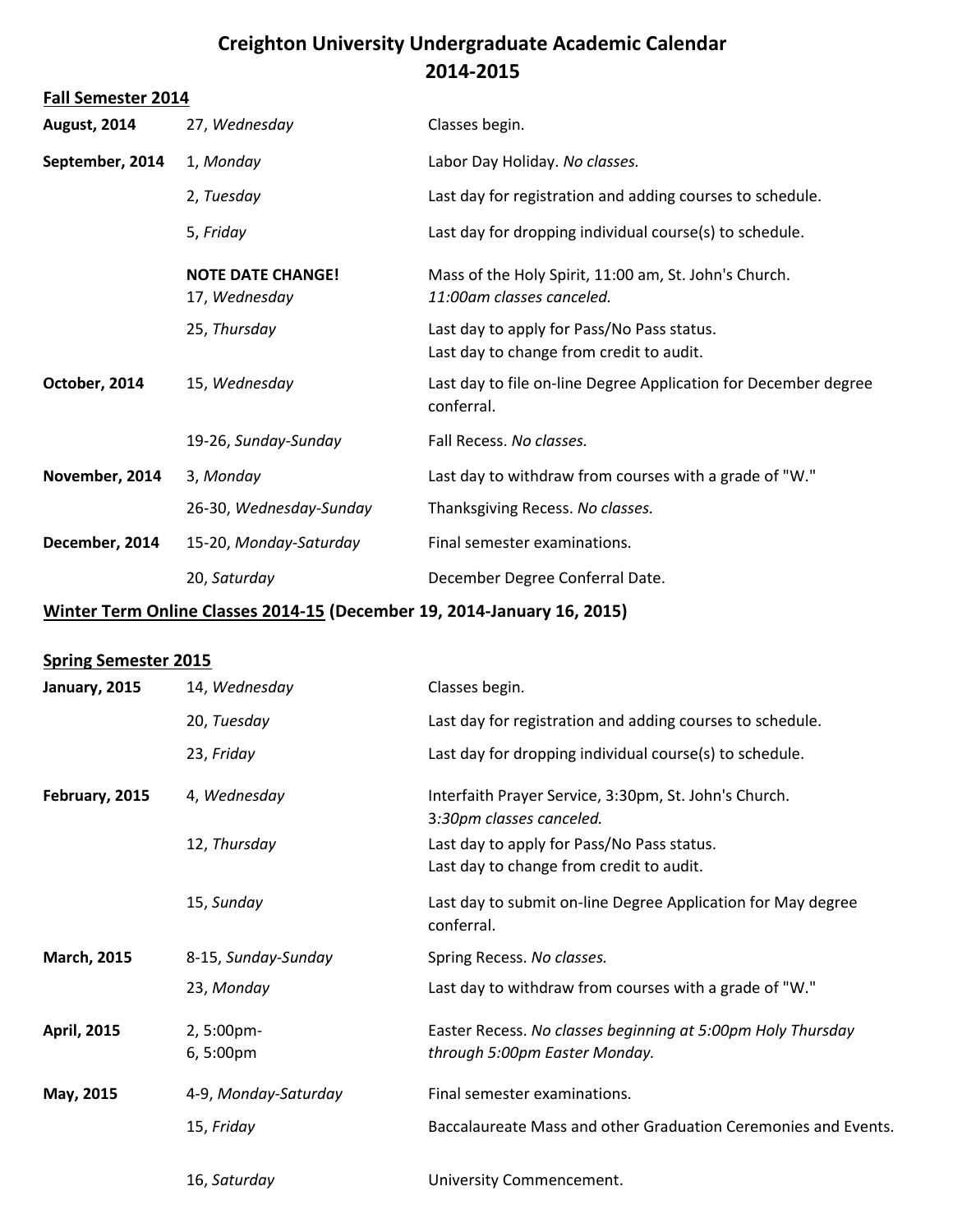# Creighton University Undergraduate Academic Calendar
# 2014-2015

## Fall Semester 2014

| | | |
|---|---|---|
| **August, 2014** | 27, *Wednesday* | Classes begin. |
| **September, 2014** | 1, *Monday* | Labor Day Holiday. *No classes.* |
| | 2, *Tuesday* | Last day for registration and adding courses to schedule. |
| | 5, *Friday* | Last day for dropping individual course(s) to schedule. |
| | **NOTE DATE CHANGE!** 17, *Wednesday* | Mass of the Holy Spirit, 11:00 am, St. John's Church. *11:00am classes canceled.* |
| | 25, *Thursday* | Last day to apply for Pass/No Pass status. Last day to change from credit to audit. |
| **October, 2014** | 15, *Wednesday* | Last day to file on-line Degree Application for December degree conferral. |
| | 19-26, *Sunday-Sunday* | Fall Recess. *No classes.* |
| **November, 2014** | 3, *Monday* | Last day to withdraw from courses with a grade of "W." |
| | 26-30, *Wednesday-Sunday* | Thanksgiving Recess. *No classes.* |
| **December, 2014** | 15-20, *Monday-Saturday* | Final semester examinations. |
| | 20, *Saturday* | December Degree Conferral Date. |

## Winter Term Online Classes 2014-15 (December 19, 2014-January 16, 2015)

## Spring Semester 2015

| | | |
|---|---|---|
| **January, 2015** | 14, *Wednesday* | Classes begin. |
| | 20, *Tuesday* | Last day for registration and adding courses to schedule. |
| | 23, *Friday* | Last day for dropping individual course(s) to schedule. |
| **February, 2015** | 4, *Wednesday* | Interfaith Prayer Service, 3:30pm, St. John's Church. *3:30pm classes canceled.* |
| | 12, *Thursday* | Last day to apply for Pass/No Pass status. Last day to change from credit to audit. |
| | 15, *Sunday* | Last day to submit on-line Degree Application for May degree conferral. |
| **March, 2015** | 8-15, *Sunday-Sunday* | Spring Recess. *No classes.* |
| | 23, *Monday* | Last day to withdraw from courses with a grade of "W." |
| **April, 2015** | 2, 5:00pm- 6, 5:00pm | Easter Recess. *No classes beginning at 5:00pm Holy Thursday through 5:00pm Easter Monday.* |
| **May, 2015** | 4-9, *Monday-Saturday* | Final semester examinations. |
| | 15, *Friday* | Baccalaureate Mass and other Graduation Ceremonies and Events. |
| | 16, *Saturday* | University Commencement. |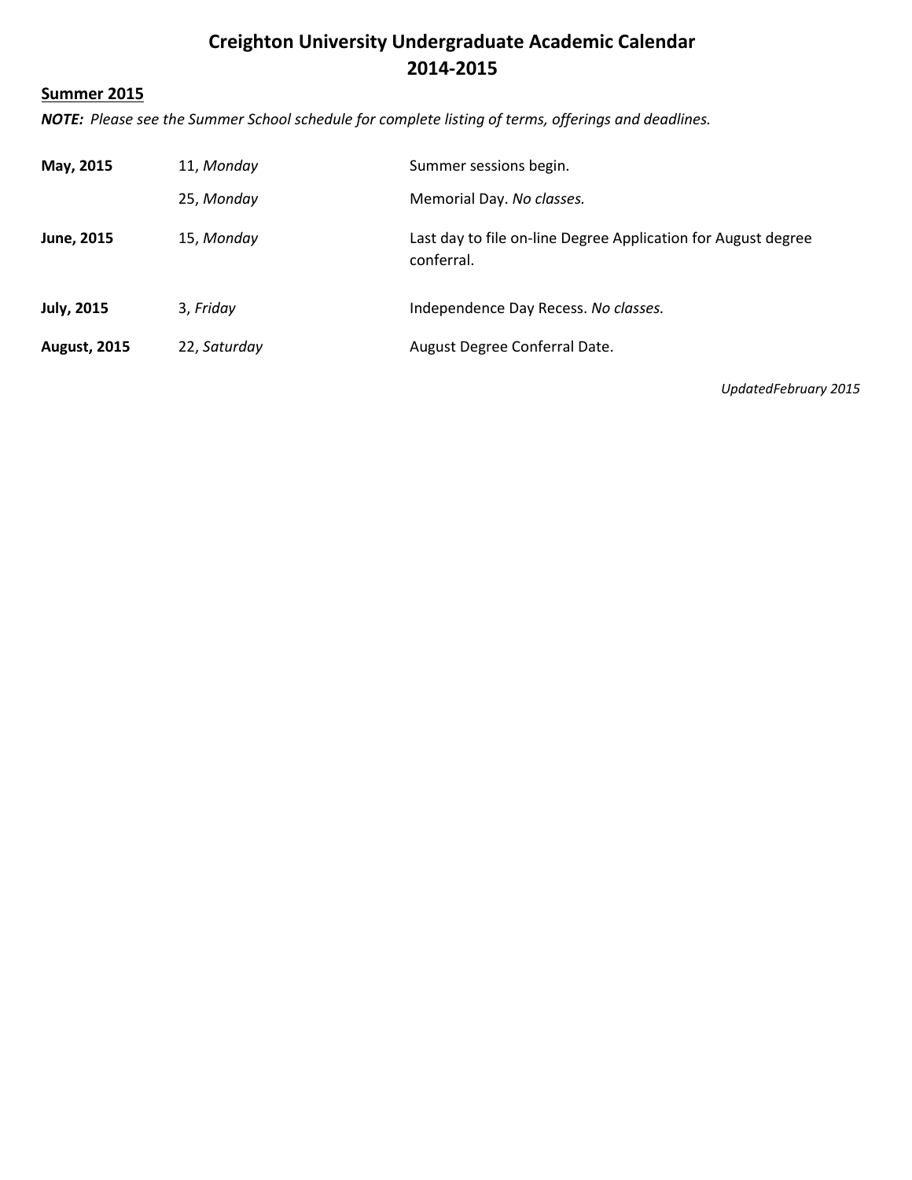# Creighton University Undergraduate Academic Calendar 2014-2015

## Summer 2015

***NOTE:*** *Please see the Summer School schedule for complete listing of terms, offerings and deadlines.*

| | | |
|---|---|---|
| **May, 2015** | 11, *Monday* | Summer sessions begin. |
| | 25, *Monday* | Memorial Day. *No classes.* |
| **June, 2015** | 15, *Monday* | Last day to file on-line Degree Application for August degree conferral. |
| **July, 2015** | 3, *Friday* | Independence Day Recess. *No classes.* |
| **August, 2015** | 22, *Saturday* | August Degree Conferral Date. |

*UpdatedFebruary 2015*